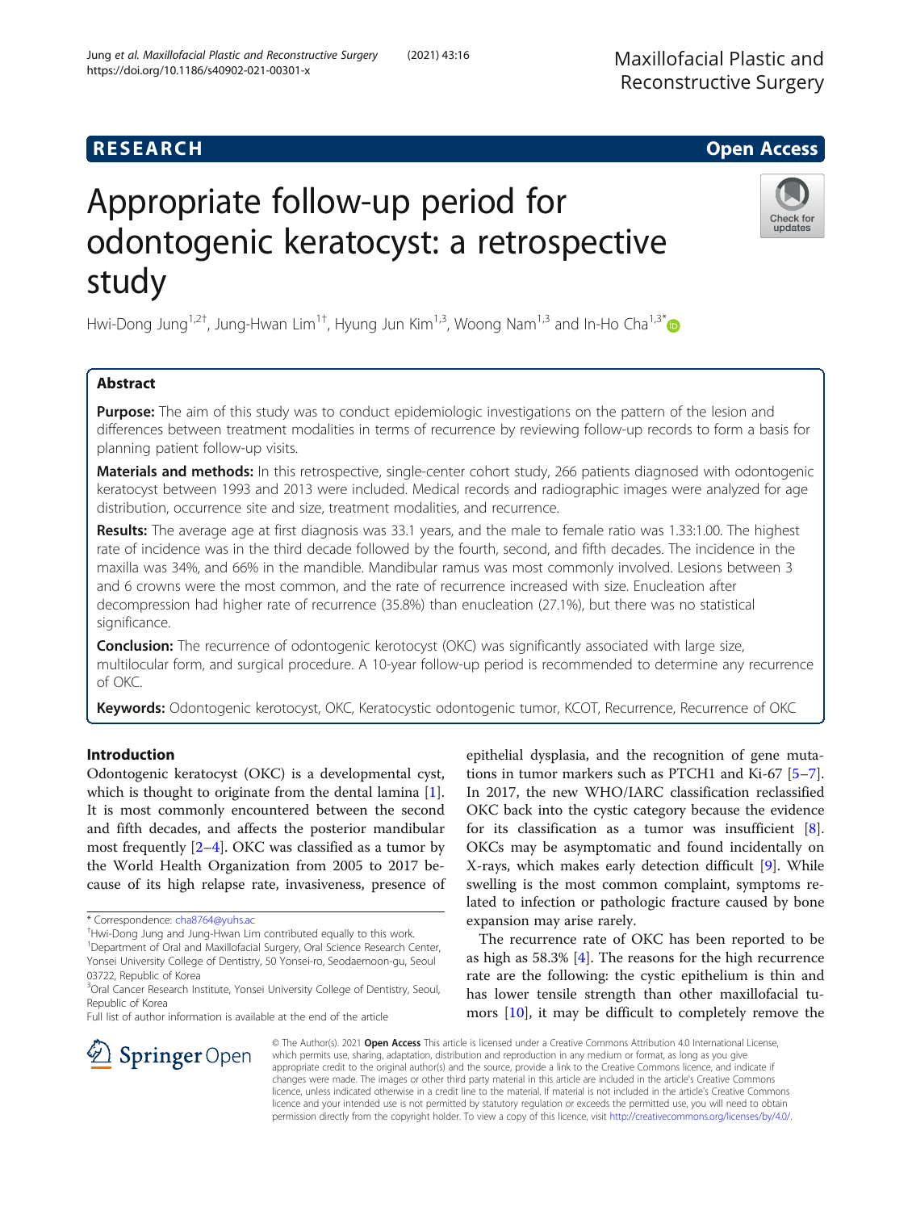RESEARCH Open Access

# Appropriate follow-up period for odontogenic keratocyst: a retrospective study

Hwi-Dong Jung[1,2†], Jung-Hwan Lim[1†], Hyung Jun Kim[1,3], Woong Nam[1,3] and In-Ho Cha[1,3*]

## Abstract

**Purpose:** The aim of this study was to conduct epidemiologic investigations on the pattern of the lesion and differences between treatment modalities in terms of recurrence by reviewing follow-up records to form a basis for planning patient follow-up visits.

**Materials and methods:** In this retrospective, single-center cohort study, 266 patients diagnosed with odontogenic keratocyst between 1993 and 2013 were included. Medical records and radiographic images were analyzed for age distribution, occurrence site and size, treatment modalities, and recurrence.

**Results:** The average age at first diagnosis was 33.1 years, and the male to female ratio was 1.33:1.00. The highest rate of incidence was in the third decade followed by the fourth, second, and fifth decades. The incidence in the maxilla was 34%, and 66% in the mandible. Mandibular ramus was most commonly involved. Lesions between 3 and 6 crowns were the most common, and the rate of recurrence increased with size. Enucleation after decompression had higher rate of recurrence (35.8%) than enucleation (27.1%), but there was no statistical significance.

**Conclusion:** The recurrence of odontogenic kerotocyst (OKC) was significantly associated with large size, multilocular form, and surgical procedure. A 10-year follow-up period is recommended to determine any recurrence of OKC.

**Keywords:** Odontogenic kerotocyst, OKC, Keratocystic odontogenic tumor, KCOT, Recurrence, Recurrence of OKC

## Introduction

Odontogenic keratocyst (OKC) is a developmental cyst, which is thought to originate from the dental lamina [1]. It is most commonly encountered between the second and fifth decades, and affects the posterior mandibular most frequently [2–4]. OKC was classified as a tumor by the World Health Organization from 2005 to 2017 because of its high relapse rate, invasiveness, presence of epithelial dysplasia, and the recognition of gene mutations in tumor markers such as PTCH1 and Ki-67 [5–7]. In 2017, the new WHO/IARC classification reclassified OKC back into the cystic category because the evidence for its classification as a tumor was insufficient [8]. OKCs may be asymptomatic and found incidentally on X-rays, which makes early detection difficult [9]. While swelling is the most common complaint, symptoms related to infection or pathologic fracture caused by bone expansion may arise rarely.

The recurrence rate of OKC has been reported to be as high as 58.3% [4]. The reasons for the high recurrence rate are the following: the cystic epithelium is thin and has lower tensile strength than other maxillofacial tumors [10], it may be difficult to completely remove the

* Correspondence: cha8764@yuhs.ac
†Hwi-Dong Jung and Jung-Hwan Lim contributed equally to this work.
[1]Department of Oral and Maxillofacial Surgery, Oral Science Research Center, Yonsei University College of Dentistry, 50 Yonsei-ro, Seodaemoon-gu, Seoul 03722, Republic of Korea
[3]Oral Cancer Research Institute, Yonsei University College of Dentistry, Seoul, Republic of Korea
Full list of author information is available at the end of the article

© The Author(s). 2021 **Open Access** This article is licensed under a Creative Commons Attribution 4.0 International License, which permits use, sharing, adaptation, distribution and reproduction in any medium or format, as long as you give appropriate credit to the original author(s) and the source, provide a link to the Creative Commons licence, and indicate if changes were made. The images or other third party material in this article are included in the article's Creative Commons licence, unless indicated otherwise in a credit line to the material. If material is not included in the article's Creative Commons licence and your intended use is not permitted by statutory regulation or exceeds the permitted use, you will need to obtain permission directly from the copyright holder. To view a copy of this licence, visit http://creativecommons.org/licenses/by/4.0/.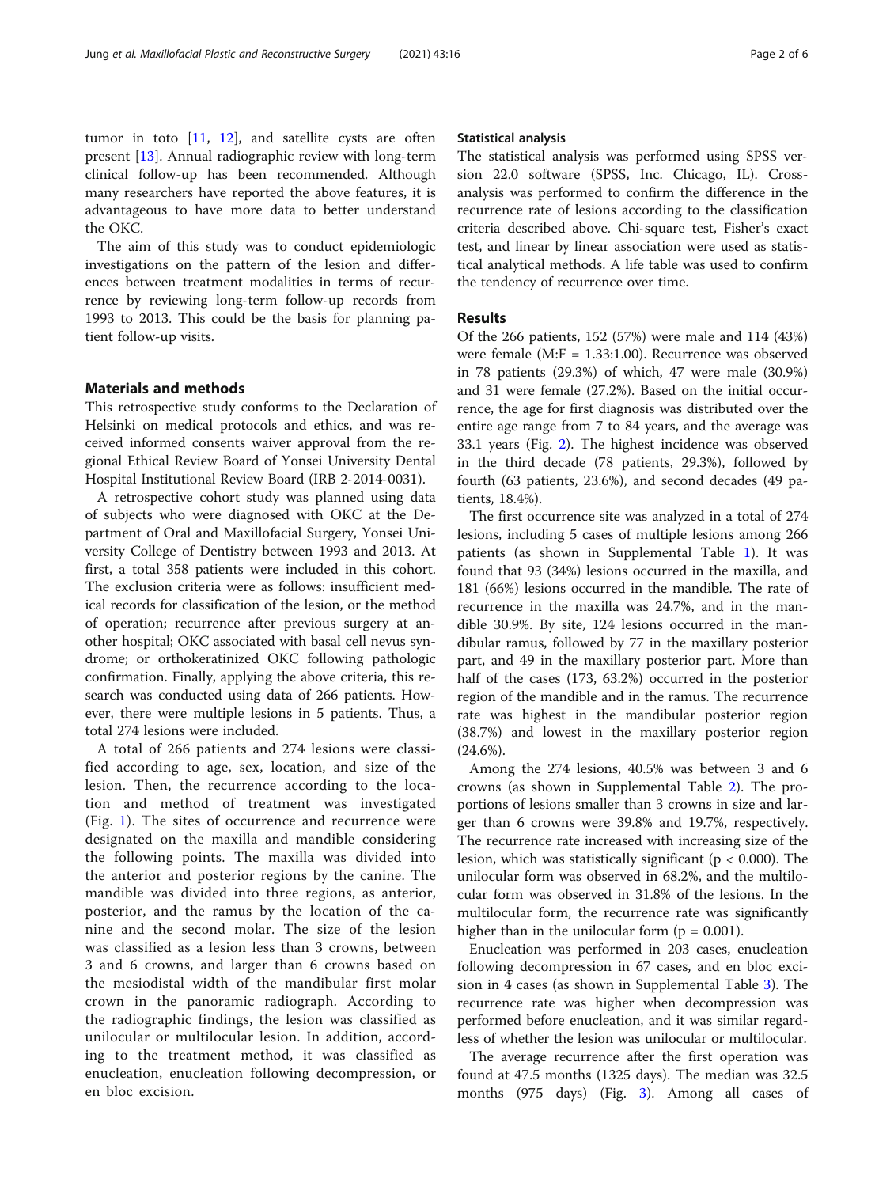tumor in toto [11, 12], and satellite cysts are often present [13]. Annual radiographic review with long-term clinical follow-up has been recommended. Although many researchers have reported the above features, it is advantageous to have more data to better understand the OKC.

The aim of this study was to conduct epidemiologic investigations on the pattern of the lesion and differences between treatment modalities in terms of recurrence by reviewing long-term follow-up records from 1993 to 2013. This could be the basis for planning patient follow-up visits.

## Materials and methods

This retrospective study conforms to the Declaration of Helsinki on medical protocols and ethics, and was received informed consents waiver approval from the regional Ethical Review Board of Yonsei University Dental Hospital Institutional Review Board (IRB 2-2014-0031).

A retrospective cohort study was planned using data of subjects who were diagnosed with OKC at the Department of Oral and Maxillofacial Surgery, Yonsei University College of Dentistry between 1993 and 2013. At first, a total 358 patients were included in this cohort. The exclusion criteria were as follows: insufficient medical records for classification of the lesion, or the method of operation; recurrence after previous surgery at another hospital; OKC associated with basal cell nevus syndrome; or orthokeratinized OKC following pathologic confirmation. Finally, applying the above criteria, this research was conducted using data of 266 patients. However, there were multiple lesions in 5 patients. Thus, a total 274 lesions were included.

A total of 266 patients and 274 lesions were classified according to age, sex, location, and size of the lesion. Then, the recurrence according to the location and method of treatment was investigated (Fig. 1). The sites of occurrence and recurrence were designated on the maxilla and mandible considering the following points. The maxilla was divided into the anterior and posterior regions by the canine. The mandible was divided into three regions, as anterior, posterior, and the ramus by the location of the canine and the second molar. The size of the lesion was classified as a lesion less than 3 crowns, between 3 and 6 crowns, and larger than 6 crowns based on the mesiodistal width of the mandibular first molar crown in the panoramic radiograph. According to the radiographic findings, the lesion was classified as unilocular or multilocular lesion. In addition, according to the treatment method, it was classified as enucleation, enucleation following decompression, or en bloc excision.

### Statistical analysis

The statistical analysis was performed using SPSS version 22.0 software (SPSS, Inc. Chicago, IL). Cross-analysis was performed to confirm the difference in the recurrence rate of lesions according to the classification criteria described above. Chi-square test, Fisher's exact test, and linear by linear association were used as statistical analytical methods. A life table was used to confirm the tendency of recurrence over time.

## Results

Of the 266 patients, 152 (57%) were male and 114 (43%) were female (M:F = 1.33:1.00). Recurrence was observed in 78 patients (29.3%) of which, 47 were male (30.9%) and 31 were female (27.2%). Based on the initial occurrence, the age for first diagnosis was distributed over the entire age range from 7 to 84 years, and the average was 33.1 years (Fig. 2). The highest incidence was observed in the third decade (78 patients, 29.3%), followed by fourth (63 patients, 23.6%), and second decades (49 patients, 18.4%).

The first occurrence site was analyzed in a total of 274 lesions, including 5 cases of multiple lesions among 266 patients (as shown in Supplemental Table 1). It was found that 93 (34%) lesions occurred in the maxilla, and 181 (66%) lesions occurred in the mandible. The rate of recurrence in the maxilla was 24.7%, and in the mandible 30.9%. By site, 124 lesions occurred in the mandibular ramus, followed by 77 in the maxillary posterior part, and 49 in the maxillary posterior part. More than half of the cases (173, 63.2%) occurred in the posterior region of the mandible and in the ramus. The recurrence rate was highest in the mandibular posterior region (38.7%) and lowest in the maxillary posterior region (24.6%).

Among the 274 lesions, 40.5% was between 3 and 6 crowns (as shown in Supplemental Table 2). The proportions of lesions smaller than 3 crowns in size and larger than 6 crowns were 39.8% and 19.7%, respectively. The recurrence rate increased with increasing size of the lesion, which was statistically significant ($p < 0.000$). The unilocular form was observed in 68.2%, and the multilocular form was observed in 31.8% of the lesions. In the multilocular form, the recurrence rate was significantly higher than in the unilocular form ($p = 0.001$).

Enucleation was performed in 203 cases, enucleation following decompression in 67 cases, and en bloc excision in 4 cases (as shown in Supplemental Table 3). The recurrence rate was higher when decompression was performed before enucleation, and it was similar regardless of whether the lesion was unilocular or multilocular.

The average recurrence after the first operation was found at 47.5 months (1325 days). The median was 32.5 months (975 days) (Fig. 3). Among all cases of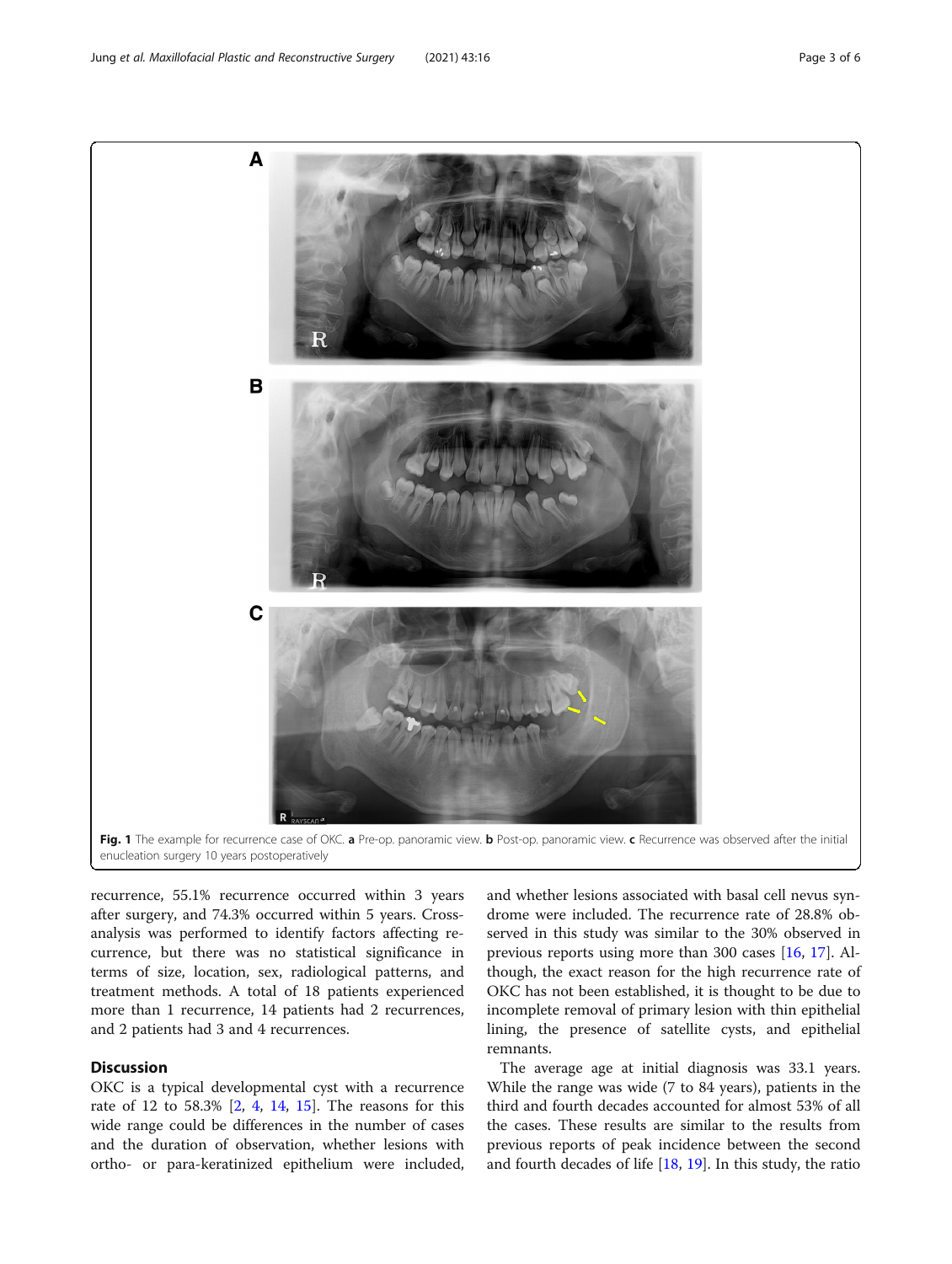Fig. 1 The example for recurrence case of OKC. **a** Pre-op. panoramic view. **b** Post-op. panoramic view. **c** Recurrence was observed after the initial enucleation surgery 10 years postoperatively

recurrence, 55.1% recurrence occurred within 3 years after surgery, and 74.3% occurred within 5 years. Cross-analysis was performed to identify factors affecting recurrence, but there was no statistical significance in terms of size, location, sex, radiological patterns, and treatment methods. A total of 18 patients experienced more than 1 recurrence, 14 patients had 2 recurrences, and 2 patients had 3 and 4 recurrences.

## Discussion

OKC is a typical developmental cyst with a recurrence rate of 12 to 58.3% [2, 4, 14, 15]. The reasons for this wide range could be differences in the number of cases and the duration of observation, whether lesions with ortho- or para-keratinized epithelium were included, and whether lesions associated with basal cell nevus syndrome were included. The recurrence rate of 28.8% observed in this study was similar to the 30% observed in previous reports using more than 300 cases [16, 17]. Although, the exact reason for the high recurrence rate of OKC has not been established, it is thought to be due to incomplete removal of primary lesion with thin epithelial lining, the presence of satellite cysts, and epithelial remnants.

The average age at initial diagnosis was 33.1 years. While the range was wide (7 to 84 years), patients in the third and fourth decades accounted for almost 53% of all the cases. These results are similar to the results from previous reports of peak incidence between the second and fourth decades of life [18, 19]. In this study, the ratio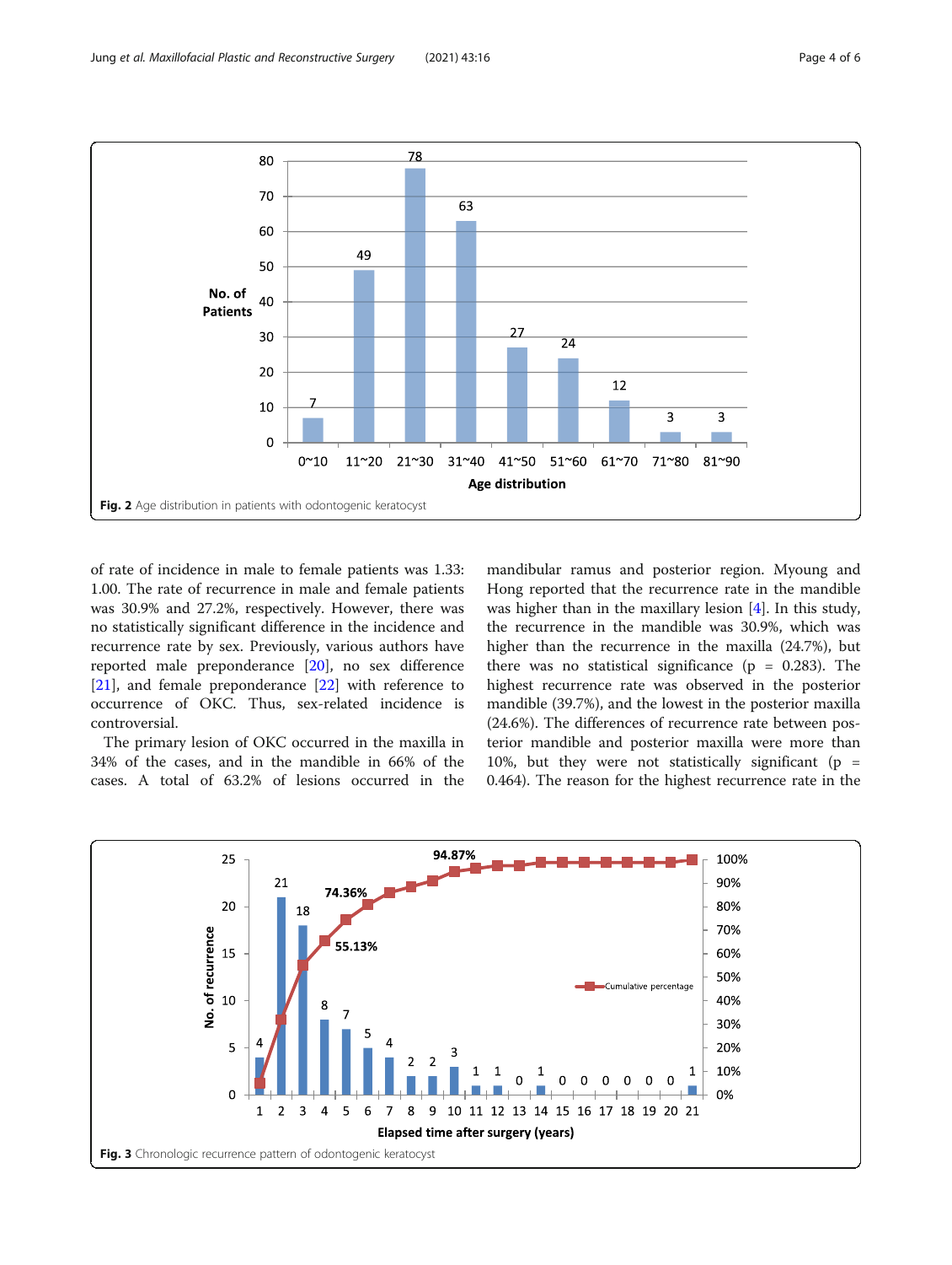Fig. 2 Age distribution in patients with odontogenic keratocyst

of rate of incidence in male to female patients was 1.33: 1.00. The rate of recurrence in male and female patients was 30.9% and 27.2%, respectively. However, there was no statistically significant difference in the incidence and recurrence rate by sex. Previously, various authors have reported male preponderance [20], no sex difference [21], and female preponderance [22] with reference to occurrence of OKC. Thus, sex-related incidence is controversial.

The primary lesion of OKC occurred in the maxilla in 34% of the cases, and in the mandible in 66% of the cases. A total of 63.2% of lesions occurred in the mandibular ramus and posterior region. Myoung and Hong reported that the recurrence rate in the mandible was higher than in the maxillary lesion [4]. In this study, the recurrence in the mandible was 30.9%, which was higher than the recurrence in the maxilla (24.7%), but there was no statistical significance ($p = 0.283$). The highest recurrence rate was observed in the posterior mandible (39.7%), and the lowest in the posterior maxilla (24.6%). The differences of recurrence rate between posterior mandible and posterior maxilla were more than 10%, but they were not statistically significant ($p = 0.464$). The reason for the highest recurrence rate in the

Fig. 3 Chronologic recurrence pattern of odontogenic keratocyst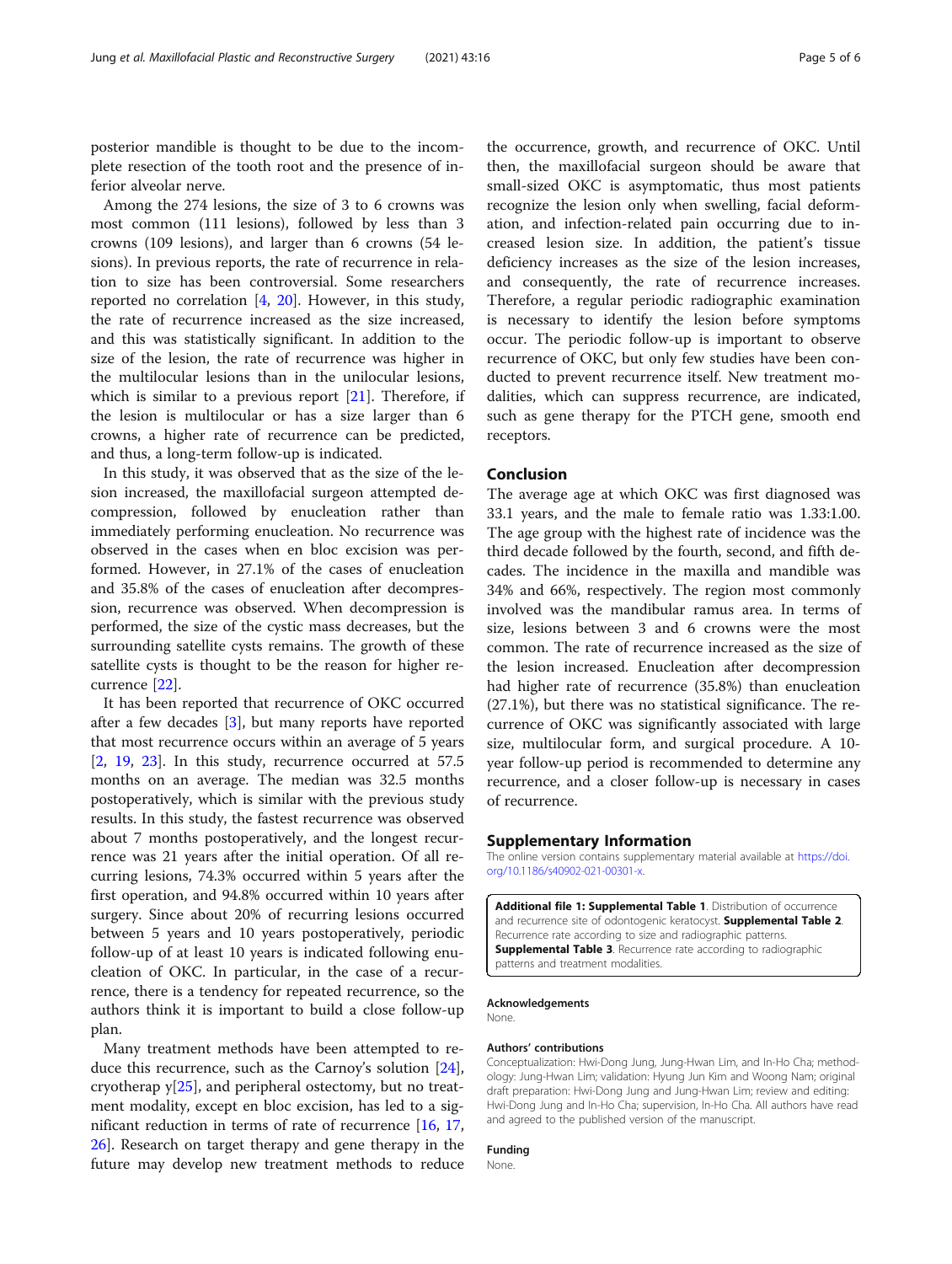posterior mandible is thought to be due to the incomplete resection of the tooth root and the presence of inferior alveolar nerve.

Among the 274 lesions, the size of 3 to 6 crowns was most common (111 lesions), followed by less than 3 crowns (109 lesions), and larger than 6 crowns (54 lesions). In previous reports, the rate of recurrence in relation to size has been controversial. Some researchers reported no correlation [4, 20]. However, in this study, the rate of recurrence increased as the size increased, and this was statistically significant. In addition to the size of the lesion, the rate of recurrence was higher in the multilocular lesions than in the unilocular lesions, which is similar to a previous report [21]. Therefore, if the lesion is multilocular or has a size larger than 6 crowns, a higher rate of recurrence can be predicted, and thus, a long-term follow-up is indicated.

In this study, it was observed that as the size of the lesion increased, the maxillofacial surgeon attempted decompression, followed by enucleation rather than immediately performing enucleation. No recurrence was observed in the cases when en bloc excision was performed. However, in 27.1% of the cases of enucleation and 35.8% of the cases of enucleation after decompression, recurrence was observed. When decompression is performed, the size of the cystic mass decreases, but the surrounding satellite cysts remains. The growth of these satellite cysts is thought to be the reason for higher recurrence [22].

It has been reported that recurrence of OKC occurred after a few decades [3], but many reports have reported that most recurrence occurs within an average of 5 years [2, 19, 23]. In this study, recurrence occurred at 57.5 months on an average. The median was 32.5 months postoperatively, which is similar with the previous study results. In this study, the fastest recurrence was observed about 7 months postoperatively, and the longest recurrence was 21 years after the initial operation. Of all recurring lesions, 74.3% occurred within 5 years after the first operation, and 94.8% occurred within 10 years after surgery. Since about 20% of recurring lesions occurred between 5 years and 10 years postoperatively, periodic follow-up of at least 10 years is indicated following enucleation of OKC. In particular, in the case of a recurrence, there is a tendency for repeated recurrence, so the authors think it is important to build a close follow-up plan.

Many treatment methods have been attempted to reduce this recurrence, such as the Carnoy's solution [24], cryotherap y[25], and peripheral ostectomy, but no treatment modality, except en bloc excision, has led to a significant reduction in terms of rate of recurrence [16, 17, 26]. Research on target therapy and gene therapy in the future may develop new treatment methods to reduce the occurrence, growth, and recurrence of OKC. Until then, the maxillofacial surgeon should be aware that small-sized OKC is asymptomatic, thus most patients recognize the lesion only when swelling, facial deformation, and infection-related pain occurring due to increased lesion size. In addition, the patient's tissue deficiency increases as the size of the lesion increases, and consequently, the rate of recurrence increases. Therefore, a regular periodic radiographic examination is necessary to identify the lesion before symptoms occur. The periodic follow-up is important to observe recurrence of OKC, but only few studies have been conducted to prevent recurrence itself. New treatment modalities, which can suppress recurrence, are indicated, such as gene therapy for the PTCH gene, smooth end receptors.

## Conclusion

The average age at which OKC was first diagnosed was 33.1 years, and the male to female ratio was 1.33:1.00. The age group with the highest rate of incidence was the third decade followed by the fourth, second, and fifth decades. The incidence in the maxilla and mandible was 34% and 66%, respectively. The region most commonly involved was the mandibular ramus area. In terms of size, lesions between 3 and 6 crowns were the most common. The rate of recurrence increased as the size of the lesion increased. Enucleation after decompression had higher rate of recurrence (35.8%) than enucleation (27.1%), but there was no statistical significance. The recurrence of OKC was significantly associated with large size, multilocular form, and surgical procedure. A 10-year follow-up period is recommended to determine any recurrence, and a closer follow-up is necessary in cases of recurrence.

## Supplementary Information

The online version contains supplementary material available at https://doi.org/10.1186/s40902-021-00301-x.

**Additional file 1: Supplemental Table 1**. Distribution of occurrence and recurrence site of odontogenic keratocyst. **Supplemental Table 2**. Recurrence rate according to size and radiographic patterns. **Supplemental Table 3**. Recurrence rate according to radiographic patterns and treatment modalities.

#### Acknowledgements

None.

#### Authors' contributions

Conceptualization: Hwi-Dong Jung, Jung-Hwan Lim, and In-Ho Cha; methodology: Jung-Hwan Lim; validation: Hyung Jun Kim and Woong Nam; original draft preparation: Hwi-Dong Jung and Jung-Hwan Lim; review and editing: Hwi-Dong Jung and In-Ho Cha; supervision, In-Ho Cha. All authors have read and agreed to the published version of the manuscript.

#### Funding

None.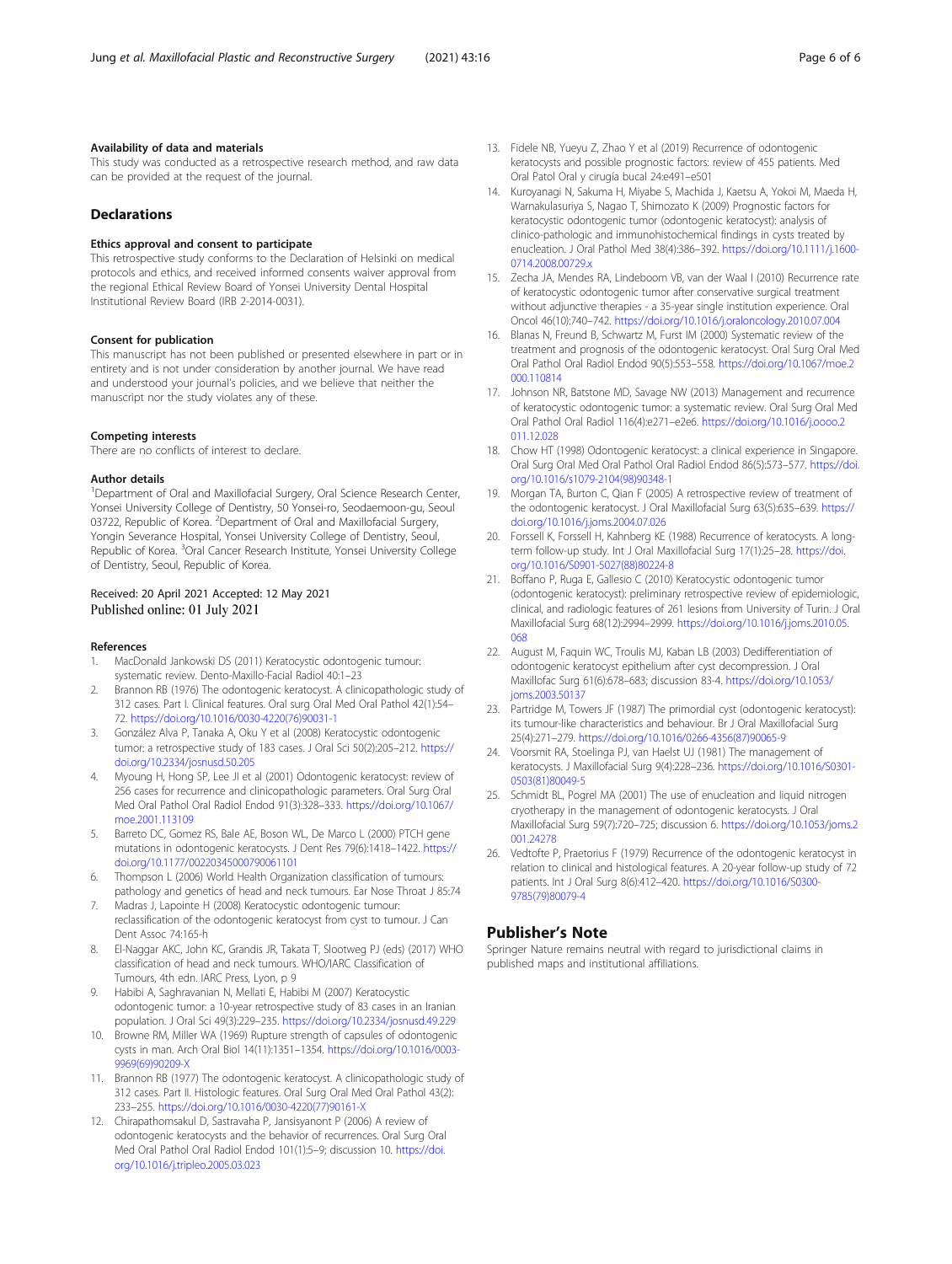### Availability of data and materials

This study was conducted as a retrospective research method, and raw data can be provided at the request of the journal.

## Declarations

### Ethics approval and consent to participate

This retrospective study conforms to the Declaration of Helsinki on medical protocols and ethics, and received informed consents waiver approval from the regional Ethical Review Board of Yonsei University Dental Hospital Institutional Review Board (IRB 2-2014-0031).

### Consent for publication

This manuscript has not been published or presented elsewhere in part or in entirety and is not under consideration by another journal. We have read and understood your journal's policies, and we believe that neither the manuscript nor the study violates any of these.

### Competing interests

There are no conflicts of interest to declare.

### Author details

[1]Department of Oral and Maxillofacial Surgery, Oral Science Research Center, Yonsei University College of Dentistry, 50 Yonsei-ro, Seodaemoon-gu, Seoul 03722, Republic of Korea. [2]Department of Oral and Maxillofacial Surgery, Yongin Severance Hospital, Yonsei University College of Dentistry, Seoul, Republic of Korea. [3]Oral Cancer Research Institute, Yonsei University College of Dentistry, Seoul, Republic of Korea.

Received: 20 April 2021 Accepted: 12 May 2021
Published online: 01 July 2021

### References

1. MacDonald Jankowski DS (2011) Keratocystic odontogenic tumour: systematic review. Dento-Maxillo-Facial Radiol 40:1–23
2. Brannon RB (1976) The odontogenic keratocyst. A clinicopathologic study of 312 cases. Part I. Clinical features. Oral surg Oral Med Oral Pathol 42(1):54–72. https://doi.org/10.1016/0030-4220(76)90031-1
3. González Alva P, Tanaka A, Oku Y et al (2008) Keratocystic odontogenic tumor: a retrospective study of 183 cases. J Oral Sci 50(2):205–212. https://doi.org/10.2334/josnusd.50.205
4. Myoung H, Hong SP, Lee JI et al (2001) Odontogenic keratocyst: review of 256 cases for recurrence and clinicopathologic parameters. Oral Surg Oral Med Oral Pathol Oral Radiol Endod 91(3):328–333. https://doi.org/10.1067/moe.2001.113109
5. Barreto DC, Gomez RS, Bale AE, Boson WL, De Marco L (2000) PTCH gene mutations in odontogenic keratocysts. J Dent Res 79(6):1418–1422. https://doi.org/10.1177/00220345000790061101
6. Thompson L (2006) World Health Organization classification of tumours: pathology and genetics of head and neck tumours. Ear Nose Throat J 85:74
7. Madras J, Lapointe H (2008) Keratocystic odontogenic tumour: reclassification of the odontogenic keratocyst from cyst to tumour. J Can Dent Assoc 74:165-h
8. El-Naggar AKC, John KC, Grandis JR, Takata T, Slootweg PJ (eds) (2017) WHO classification of head and neck tumours. WHO/IARC Classification of Tumours, 4th edn. IARC Press, Lyon, p 9
9. Habibi A, Saghravanian N, Mellati E, Habibi M (2007) Keratocystic odontogenic tumor: a 10-year retrospective study of 83 cases in an Iranian population. J Oral Sci 49(3):229–235. https://doi.org/10.2334/josnusd.49.229
10. Browne RM, Miller WA (1969) Rupture strength of capsules of odontogenic cysts in man. Arch Oral Biol 14(11):1351–1354. https://doi.org/10.1016/0003-9969(69)90209-X
11. Brannon RB (1977) The odontogenic keratocyst. A clinicopathologic study of 312 cases. Part II. Histologic features. Oral Surg Oral Med Oral Pathol 43(2):233–255. https://doi.org/10.1016/0030-4220(77)90161-X
12. Chirapathomsakul D, Sastravaha P, Jansisyanont P (2006) A review of odontogenic keratocysts and the behavior of recurrences. Oral Surg Oral Med Oral Pathol Oral Radiol Endod 101(1):5–9; discussion 10. https://doi.org/10.1016/j.tripleo.2005.03.023
13. Fidele NB, Yueyu Z, Zhao Y et al (2019) Recurrence of odontogenic keratocysts and possible prognostic factors: review of 455 patients. Med Oral Patol Oral y cirugía bucal 24:e491–e501
14. Kuroyanagi N, Sakuma H, Miyabe S, Machida J, Kaetsu A, Yokoi M, Maeda H, Warnakulasuriya S, Nagao T, Shimozato K (2009) Prognostic factors for keratocystic odontogenic tumor (odontogenic keratocyst): analysis of clinico-pathologic and immunohistochemical findings in cysts treated by enucleation. J Oral Pathol Med 38(4):386–392. https://doi.org/10.1111/j.1600-0714.2008.00729.x
15. Zecha JA, Mendes RA, Lindeboom VB, van der Waal I (2010) Recurrence rate of keratocystic odontogenic tumor after conservative surgical treatment without adjunctive therapies - a 35-year single institution experience. Oral Oncol 46(10):740–742. https://doi.org/10.1016/j.oraloncology.2010.07.004
16. Blanas N, Freund B, Schwartz M, Furst IM (2000) Systematic review of the treatment and prognosis of the odontogenic keratocyst. Oral Surg Oral Med Oral Pathol Oral Radiol Endod 90(5):553–558. https://doi.org/10.1067/moe.2000.110814
17. Johnson NR, Batstone MD, Savage NW (2013) Management and recurrence of keratocystic odontogenic tumor: a systematic review. Oral Surg Oral Med Oral Pathol Oral Radiol 116(4):e271–e2e6. https://doi.org/10.1016/j.oooo.2011.12.028
18. Chow HT (1998) Odontogenic keratocyst: a clinical experience in Singapore. Oral Surg Oral Med Oral Pathol Oral Radiol Endod 86(5):573–577. https://doi.org/10.1016/s1079-2104(98)90348-1
19. Morgan TA, Burton C, Qian F (2005) A retrospective review of treatment of the odontogenic keratocyst. J Oral Maxillofacial Surg 63(5):635–639. https://doi.org/10.1016/j.joms.2004.07.026
20. Forssell K, Forssell H, Kahnberg KE (1988) Recurrence of keratocysts. A long-term follow-up study. Int J Oral Maxillofacial Surg 17(1):25–28. https://doi.org/10.1016/S0901-5027(88)80224-8
21. Boffano P, Ruga E, Gallesio C (2010) Keratocystic odontogenic tumor (odontogenic keratocyst): preliminary retrospective review of epidemiologic, clinical, and radiologic features of 261 lesions from University of Turin. J Oral Maxillofacial Surg 68(12):2994–2999. https://doi.org/10.1016/j.joms.2010.05.068
22. August M, Faquin WC, Troulis MJ, Kaban LB (2003) Dedifferentiation of odontogenic keratocyst epithelium after cyst decompression. J Oral Maxillofac Surg 61(6):678–683; discussion 83-4. https://doi.org/10.1053/joms.2003.50137
23. Partridge M, Towers JF (1987) The primordial cyst (odontogenic keratocyst): its tumour-like characteristics and behaviour. Br J Oral Maxillofacial Surg 25(4):271–279. https://doi.org/10.1016/0266-4356(87)90065-9
24. Voorsmit RA, Stoelinga PJ, van Haelst UJ (1981) The management of keratocysts. J Maxillofacial Surg 9(4):228–236. https://doi.org/10.1016/S0301-0503(81)80049-5
25. Schmidt BL, Pogrel MA (2001) The use of enucleation and liquid nitrogen cryotherapy in the management of odontogenic keratocysts. J Oral Maxillofacial Surg 59(7):720–725; discussion 6. https://doi.org/10.1053/joms.2001.24278
26. Vedtofte P, Praetorius F (1979) Recurrence of the odontogenic keratocyst in relation to clinical and histological features. A 20-year follow-up study of 72 patients. Int J Oral Surg 8(6):412–420. https://doi.org/10.1016/S0300-9785(79)80079-4

## Publisher's Note

Springer Nature remains neutral with regard to jurisdictional claims in published maps and institutional affiliations.